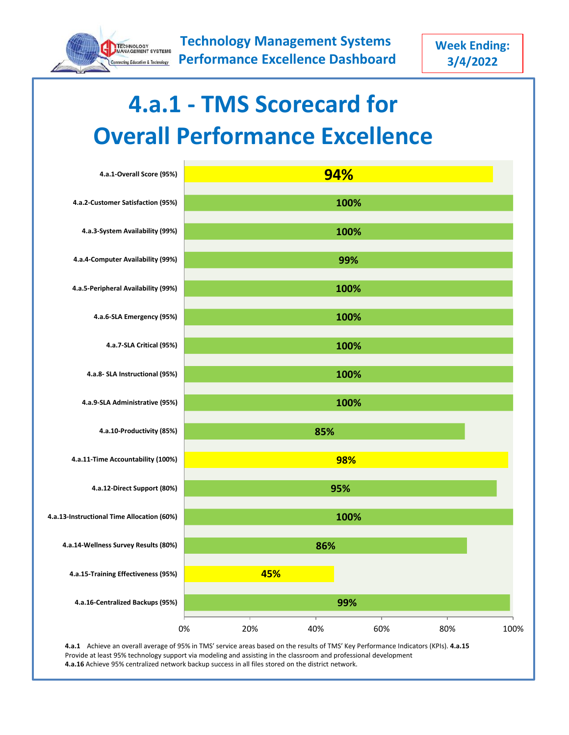Technology Management Systems
Performance Excellence Dashboard

Week Ending: 3/4/2022

# 4.a.1 - TMS Scorecard for Overall Performance Excellence

4.a.1-Overall Score (95%) 94%

4.a.2-Customer Satisfaction (95%) 100%

4.a.3-System Availability (99%) 100%

4.a.4-Computer Availability (99%) 99%

4.a.5-Peripheral Availability (99%) 100%

4.a.6-SLA Emergency (95%) 100%

4.a.7-SLA Critical (95%) 100%

4.a.8- SLA Instructional (95%) 100%

4.a.9-SLA Administrative (95%) 100%

4.a.10-Productivity (85%) 85%

4.a.11-Time Accountability (100%) 98%

4.a.12-Direct Support (80%) 95%

4.a.13-Instructional Time Allocation (60%) 100%

4.a.14-Wellness Survey Results (80%) 86%

4.a.15-Training Effectiveness (95%) 45%

4.a.16-Centralized Backups (95%) 99%

0% 20% 40% 60% 80% 100%

**4.a.1** Achieve an overall average of 95% in TMS' service areas based on the results of TMS' Key Performance Indicators (KPIs). **4.a.15** Provide at least 95% technology support via modeling and assisting in the classroom and professional development
**4.a.16** Achieve 95% centralized network backup success in all files stored on the district network.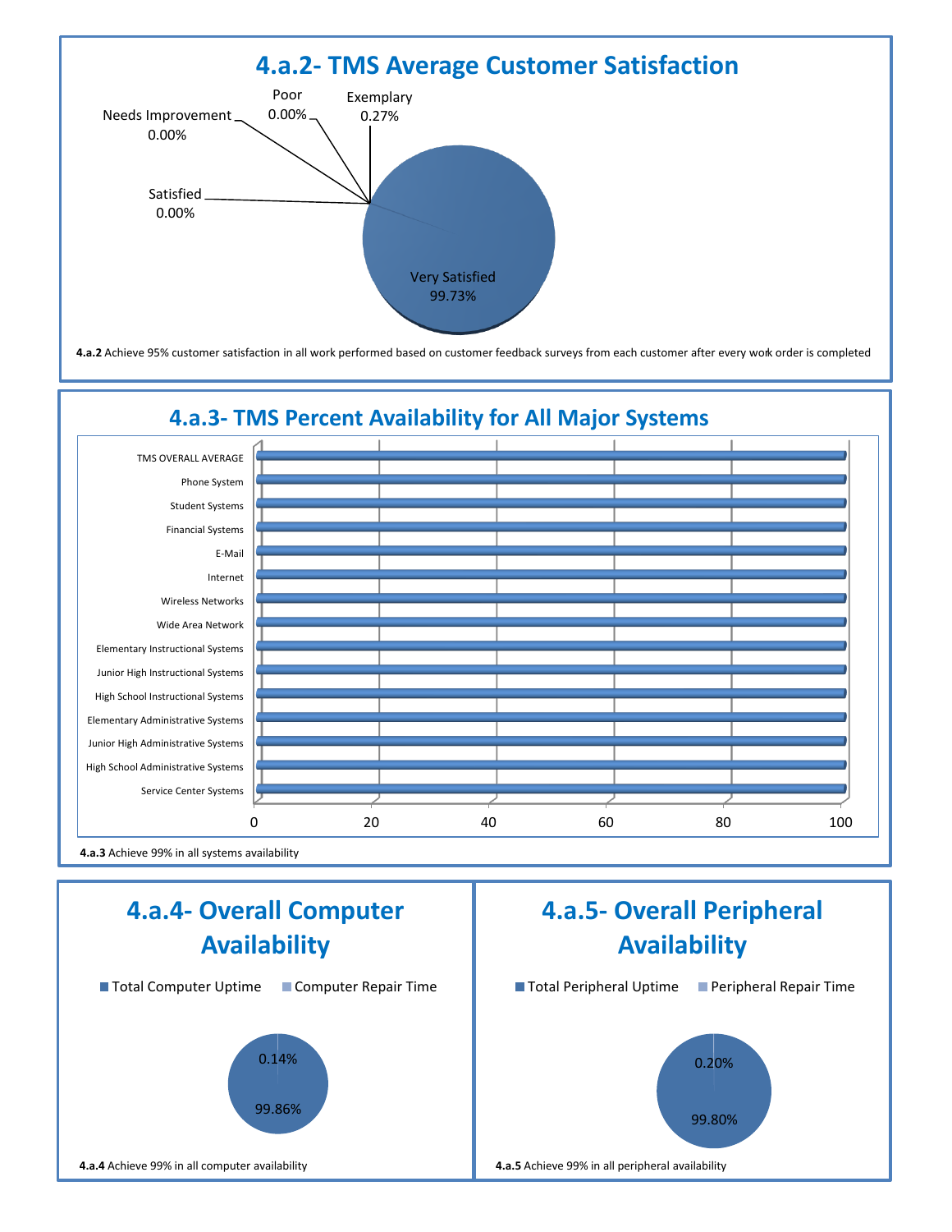## 4.a.2- TMS Average Customer Satisfaction

Poor
0.00%

Exemplary
0.27%

Needs Improvement
0.00%

Satisfied
0.00%

Very Satisfied
99.73%

**4.a.2** Achieve 95% customer satisfaction in all work performed based on customer feedback surveys from each customer after every work order is completed

## 4.a.3- TMS Percent Availability for All Major Systems

TMS OVERALL AVERAGE
Phone System
Student Systems
Financial Systems
E-Mail
Internet
Wireless Networks
Wide Area Network
Elementary Instructional Systems
Junior High Instructional Systems
High School Instructional Systems
Elementary Administrative Systems
Junior High Administrative Systems
High School Administrative Systems
Service Center Systems

0 20 40 60 80 100

**4.a.3** Achieve 99% in all systems availability

## 4.a.4- Overall Computer Availability

Total Computer Uptime
Computer Repair Time

0.14%
99.86%

**4.a.4** Achieve 99% in all computer availability

## 4.a.5- Overall Peripheral Availability

Total Peripheral Uptime
Peripheral Repair Time

0.20%
99.80%

**4.a.5** Achieve 99% in all peripheral availability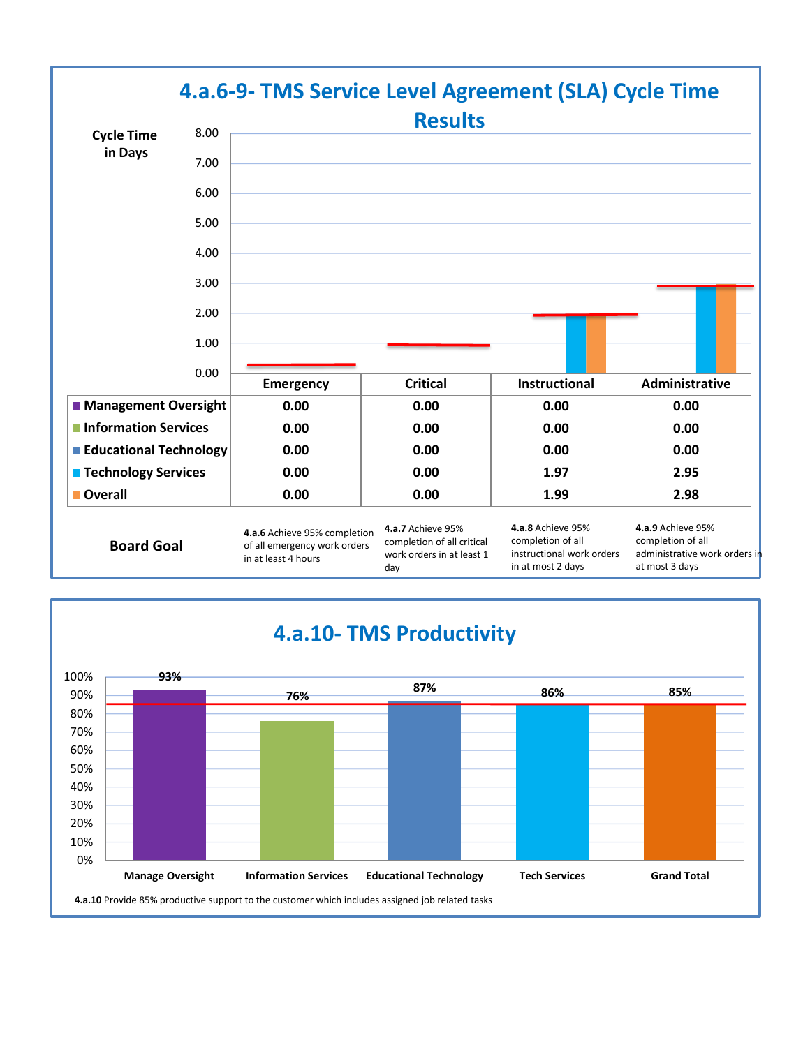## 4.a.6-9- TMS Service Level Agreement (SLA) Cycle Time Results

Cycle Time in Days

| | Emergency | Critical | Instructional | Administrative |
|---|---|---|---|---|
| Management Oversight | 0.00 | 0.00 | 0.00 | 0.00 |
| Information Services | 0.00 | 0.00 | 0.00 | 0.00 |
| Educational Technology | 0.00 | 0.00 | 0.00 | 0.00 |
| Technology Services | 0.00 | 0.00 | 1.97 | 2.95 |
| Overall | 0.00 | 0.00 | 1.99 | 2.98 |
| **Board Goal** | **4.a.6** Achieve 95% completion of all emergency work orders in at least 4 hours | **4.a.7** Achieve 95% completion of all critical work orders in at least 1 day | **4.a.8** Achieve 95% completion of all instructional work orders in at most 2 days | **4.a.9** Achieve 95% completion of all administrative work orders in at most 3 days |

## 4.a.10- TMS Productivity

| Manage Oversight | Information Services | Educational Technology | Tech Services | Grand Total |
|---|---|---|---|---|
| 93% | 76% | 87% | 86% | 85% |

**4.a.10** Provide 85% productive support to the customer which includes assigned job related tasks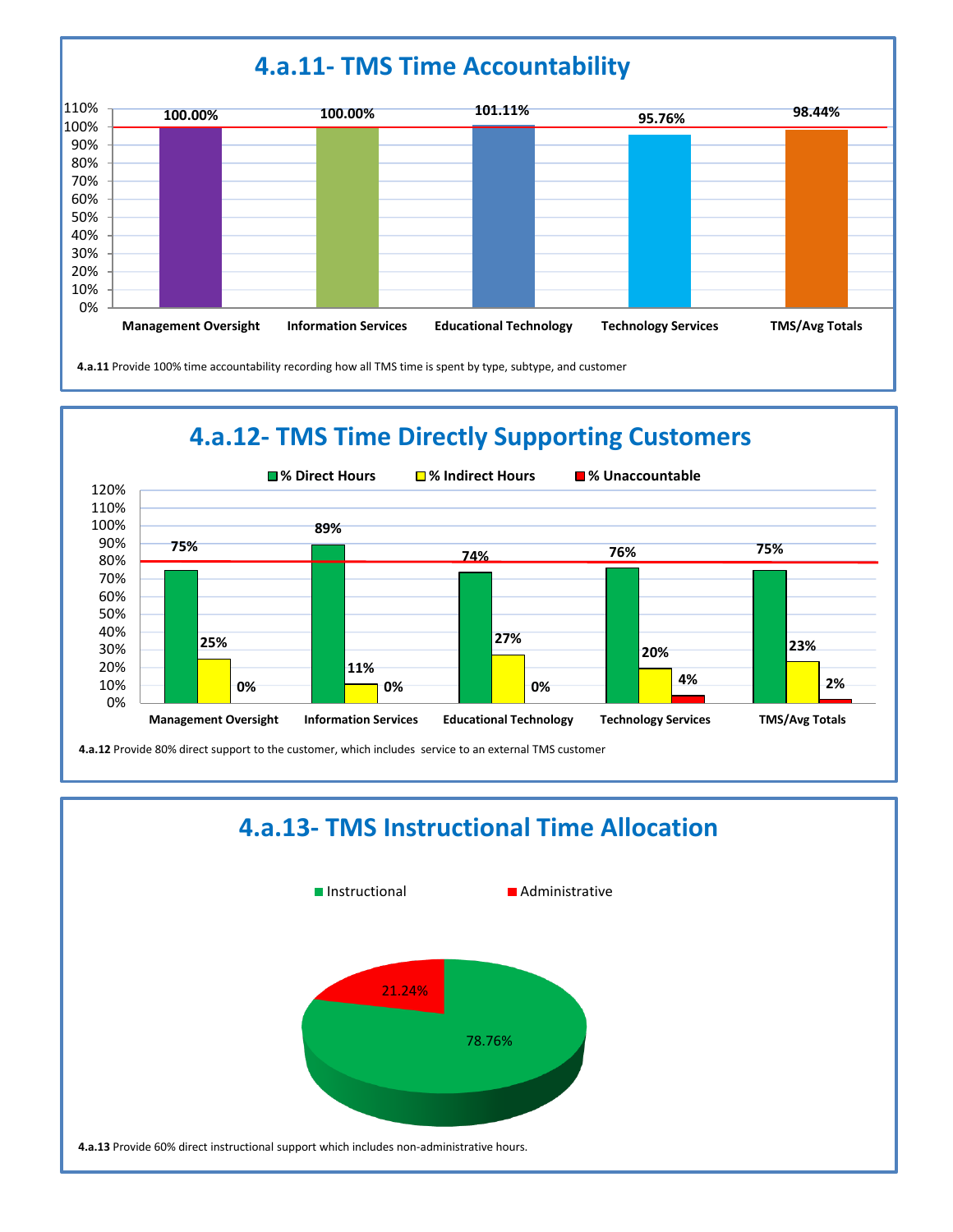## 4.a.11- TMS Time Accountability

110%
100%
90%
80%
70%
60%
50%
40%
30%
20%
10%
0%

100.00% 100.00% 101.11% 95.76% 98.44%

Management Oversight
Information Services
Educational Technology
Technology Services
TMS/Avg Totals

**4.a.11** Provide 100% time accountability recording how all TMS time is spent by type, subtype, and customer

## 4.a.12- TMS Time Directly Supporting Customers

% Direct Hours
% Indirect Hours
% Unaccountable

120%
110%
100%
90%
80%
70%
60%
50%
40%
30%
20%
10%
0%

Management Oversight: 75% 25% 0%
Information Services: 89% 11% 0%
Educational Technology: 74% 27% 0%
Technology Services: 76% 20% 4%
TMS/Avg Totals: 75% 23% 2%

**4.a.12** Provide 80% direct support to the customer, which includes service to an external TMS customer

## 4.a.13- TMS Instructional Time Allocation

Instructional
Administrative

21.24%
78.76%

**4.a.13** Provide 60% direct instructional support which includes non-administrative hours.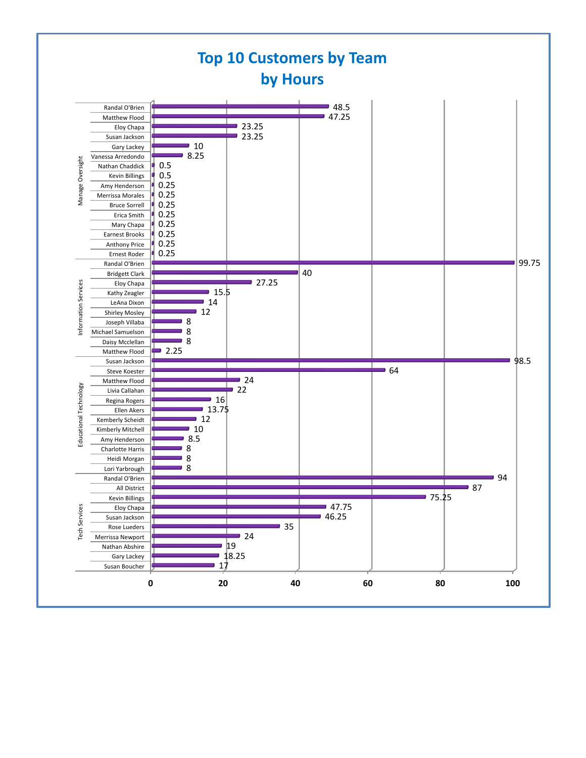# Top 10 Customers by Team by Hours

Manage Oversight

Randal O'Brien 48.5
Matthew Flood 47.25
Eloy Chapa 23.25
Susan Jackson 23.25
Gary Lackey 10
Vanessa Arredondo 8.25
Nathan Chaddick 0.5
Kevin Billings 0.5
Amy Henderson 0.25
Merrissa Morales 0.25
Bruce Sorrell 0.25
Erica Smith 0.25
Mary Chapa 0.25
Earnest Brooks 0.25
Anthony Price 0.25
Ernest Roder 0.25

Information Services

Randal O'Brien 99.75
Bridgett Clark 40
Eloy Chapa 27.25
Kathy Zeagler 15.5
LeAna Dixon 14
Shirley Mosley 12
Joseph Villaba 8
Michael Samuelson 8
Daisy Mcclellan 8
Matthew Flood 2.25

Educational Technology

Susan Jackson 98.5
Steve Koester 64
Matthew Flood 24
Livia Callahan 22
Regina Rogers 16
Ellen Akers 13.75
Kemberly Scheidt 12
Kimberly Mitchell 10
Amy Henderson 8.5
Charlotte Harris 8
Heidi Morgan 8
Lori Yarbrough 8

Tech Services

Randal O'Brien 94
All District 87
Kevin Billings 75.25
Eloy Chapa 47.75
Susan Jackson 46.25
Rose Lueders 35
Merrissa Newport 24
Nathan Abshire 19
Gary Lackey 18.25
Susan Boucher 17

0 20 40 60 80 100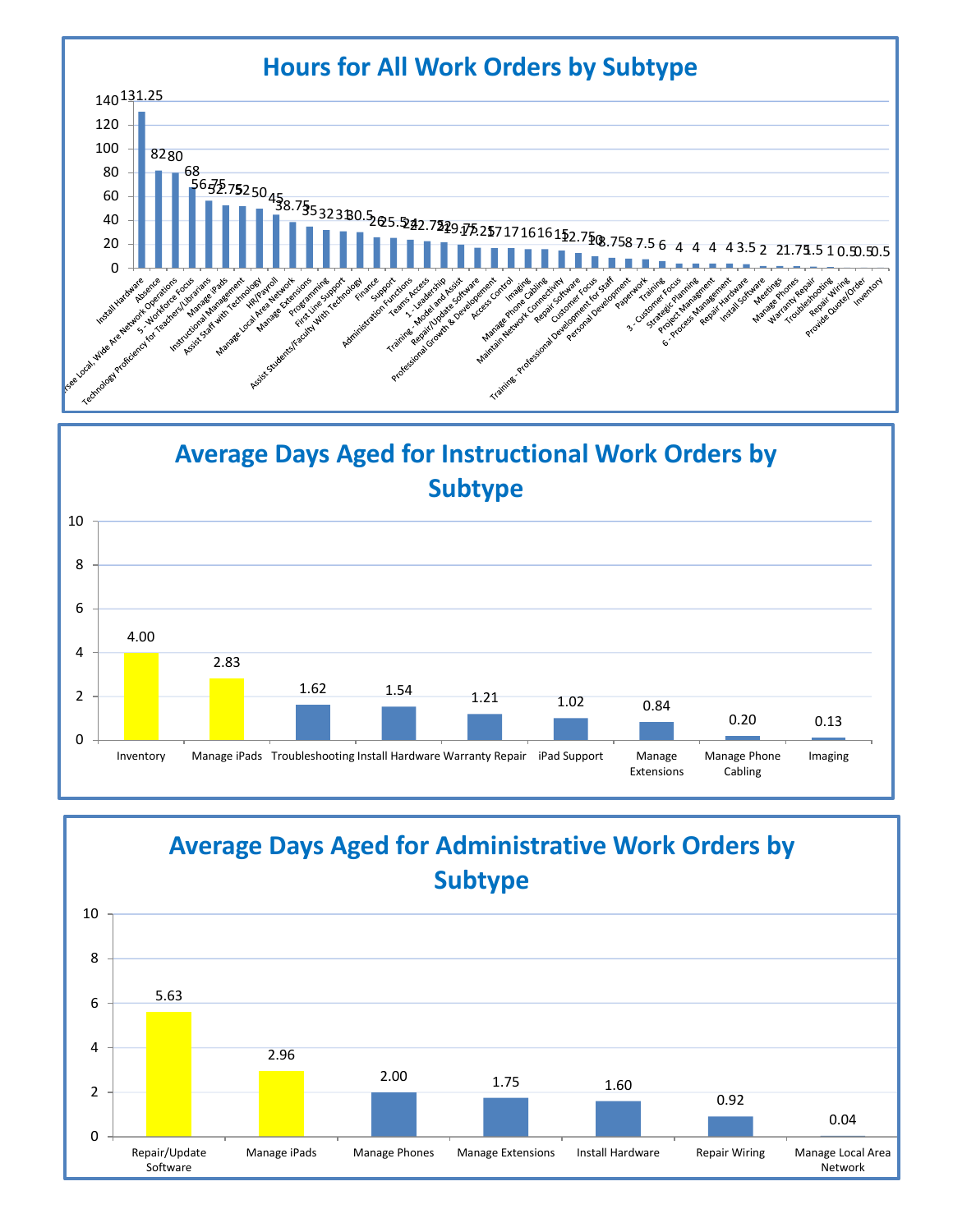## Hours for All Work Orders by Subtype

140
120
100
80
60
40
20
0

131.25
82
80
68
56.75
52.75
52
50
45
38.75
35
32
31
30.5
26
25.5
24
22.75
22
19.75
17.25
17
17
16
16
15
12.75
10
8.75
8
7.5
6
4
4
4
4
3.5
2
2
1.75
1.5
1
0.5
0.5
0.5

Install Hardware
Absence
(See Local, Wide Are Network Operations
5 - Workforce Focus
Technology Proficiency for Teachers/Librarians
Manage iPads
Instructional Management
Assist Staff with Technology
HR/Payroll
Manage Local Area Network
Manage Extensions
Programming
First Line Support
Assist Students/Faculty With Technology
Finance
Support
Administration Functions
Teams Access
1 - Leadership
Training - Model and Assist
Repair/Update Software
Professional Growth & Developement
Access Control
Imaging
Manage Phone Cabling
Maintain Network Connectivity
Repair Software
Customer Focus
Training - Professional Development for Staff
Personal Development
Paperwork
Training
3 - Customer Focus
Strategic Planning
Project Management
6 - Process Management
Repair Hardware
Install Software
Meetings
Manage Phones
Warranty Repair
Troubleshooting
Repair Wiring
Provide Quote/Order
Inventory

## Average Days Aged for Instructional Work Orders by Subtype

10
8
6
4
2
0

4.00
2.83
1.62
1.54
1.21
1.02
0.84
0.20
0.13

Inventory
Manage iPads
Troubleshooting
Install Hardware
Warranty Repair
iPad Support
Manage Extensions
Manage Phone Cabling
Imaging

## Average Days Aged for Administrative Work Orders by Subtype

10
8
6
4
2
0

5.63
2.96
2.00
1.75
1.60
0.92
0.04

Repair/Update Software
Manage iPads
Manage Phones
Manage Extensions
Install Hardware
Repair Wiring
Manage Local Area Network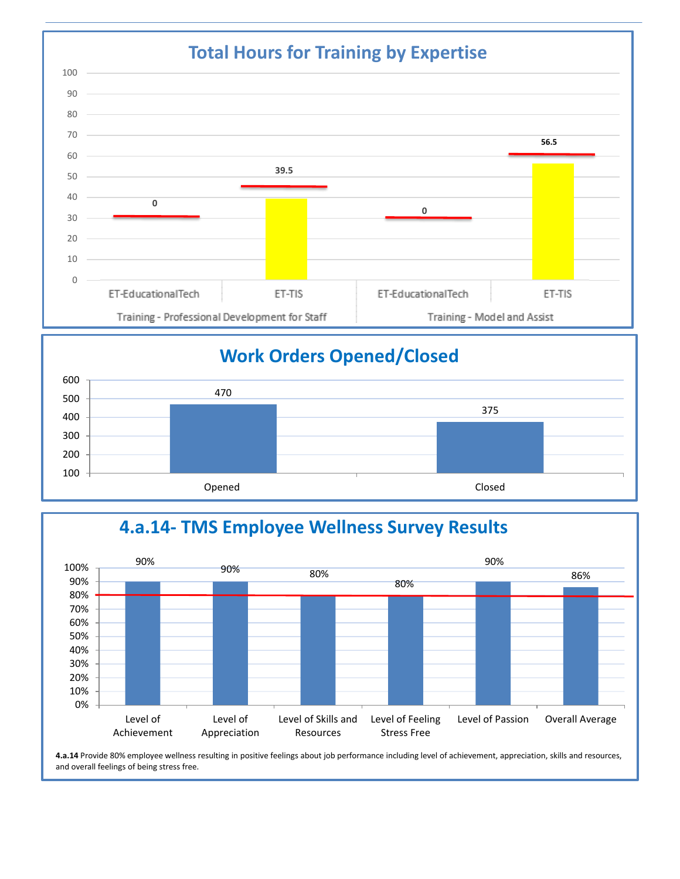## Total Hours for Training by Expertise

100
90
80
70
60
50
40
30
20
10
0

0
39.5
0
56.5

ET-EducationalTech
ET-TIS
ET-EducationalTech
ET-TIS

Training - Professional Development for Staff
Training - Model and Assist

## Work Orders Opened/Closed

600
500
400
300
200
100

470
375

Opened
Closed

## 4.a.14- TMS Employee Wellness Survey Results

100%
90%
80%
70%
60%
50%
40%
30%
20%
10%
0%

90%
90%
80%
80%
90%
86%

Level of Achievement
Level of Appreciation
Level of Skills and Resources
Level of Feeling Stress Free
Level of Passion
Overall Average

**4.a.14** Provide 80% employee wellness resulting in positive feelings about job performance including level of achievement, appreciation, skills and resources, and overall feelings of being stress free.